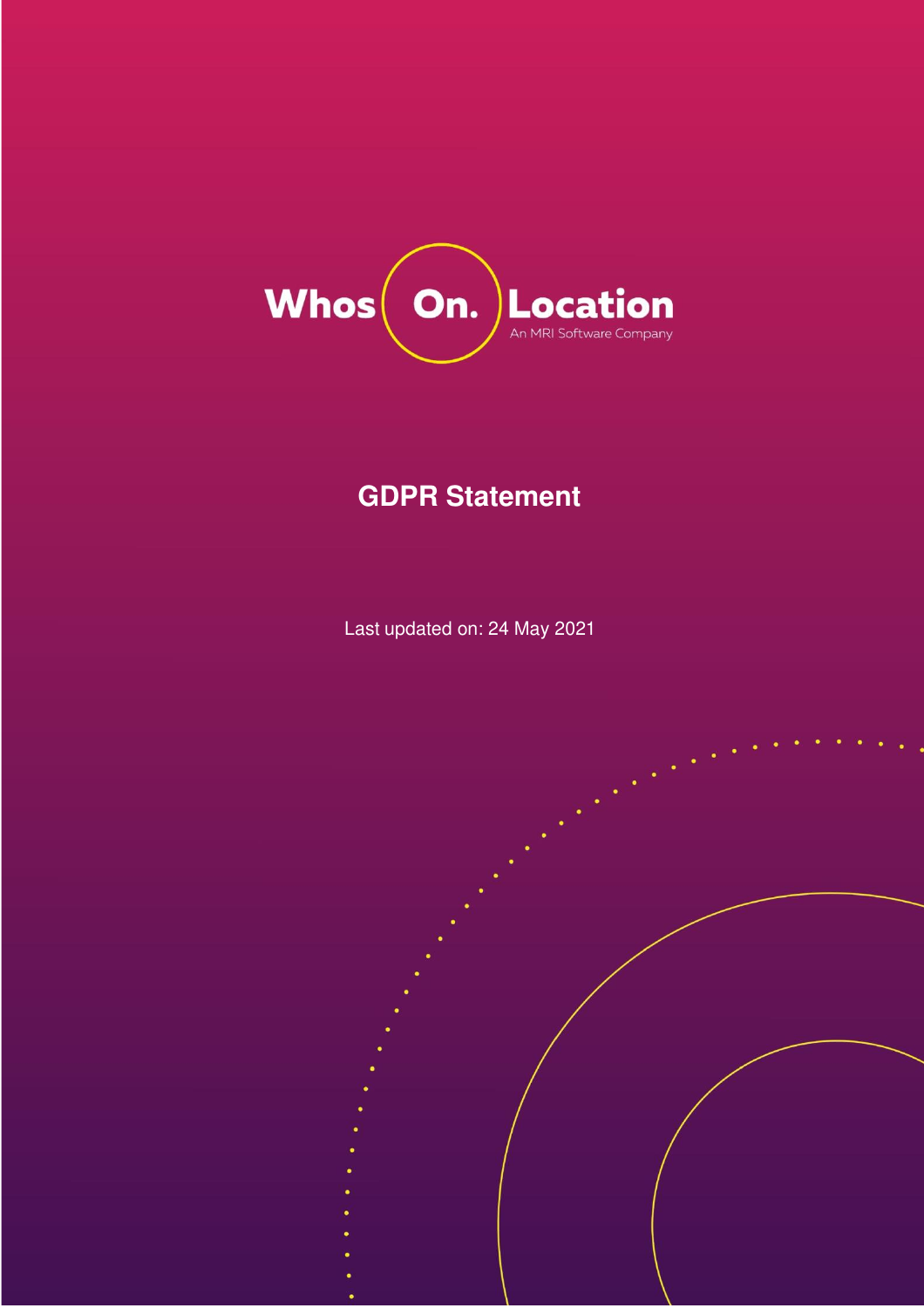Whos On. Location

An MRI Software Company

# GDPR Statement

Last updated on: 24 May 2021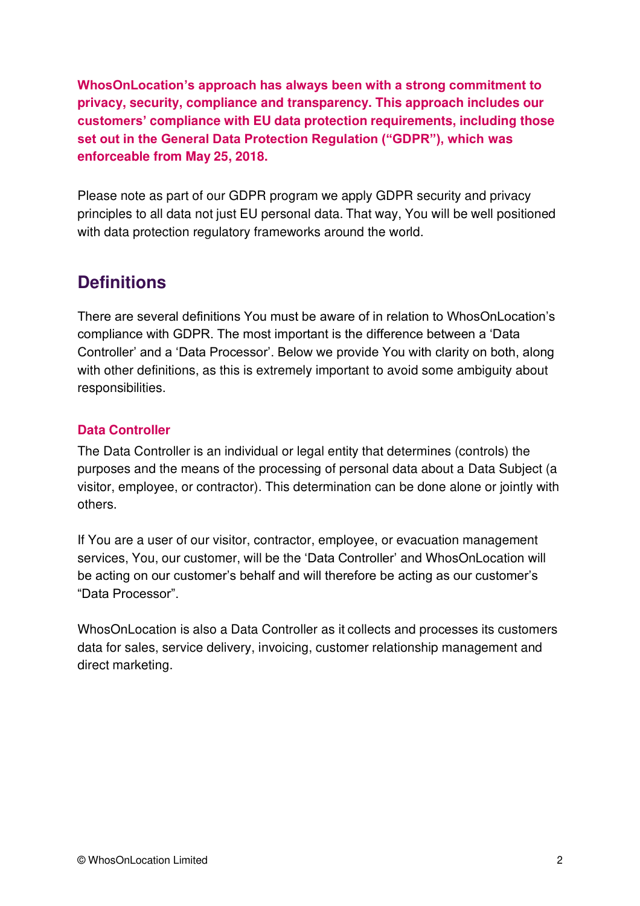**WhosOnLocation's approach has always been with a strong commitment to privacy, security, compliance and transparency. This approach includes our customers' compliance with EU data protection requirements, including those set out in the General Data Protection Regulation ("GDPR"), which was enforceable from May 25, 2018.**

Please note as part of our GDPR program we apply GDPR security and privacy principles to all data not just EU personal data. That way, You will be well positioned with data protection regulatory frameworks around the world.

## Definitions

There are several definitions You must be aware of in relation to WhosOnLocation's compliance with GDPR. The most important is the difference between a 'Data Controller' and a 'Data Processor'. Below we provide You with clarity on both, along with other definitions, as this is extremely important to avoid some ambiguity about responsibilities.

### Data Controller

The Data Controller is an individual or legal entity that determines (controls) the purposes and the means of the processing of personal data about a Data Subject (a visitor, employee, or contractor). This determination can be done alone or jointly with others.

If You are a user of our visitor, contractor, employee, or evacuation management services, You, our customer, will be the 'Data Controller' and WhosOnLocation will be acting on our customer's behalf and will therefore be acting as our customer's "Data Processor".

WhosOnLocation is also a Data Controller as it collects and processes its customers data for sales, service delivery, invoicing, customer relationship management and direct marketing.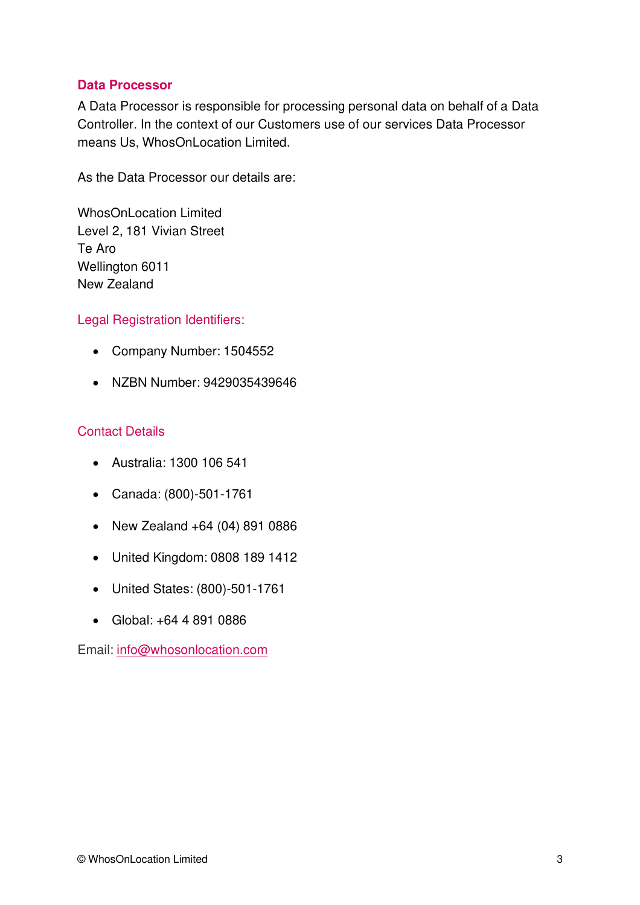## Data Processor

A Data Processor is responsible for processing personal data on behalf of a Data Controller. In the context of our Customers use of our services Data Processor means Us, WhosOnLocation Limited.

As the Data Processor our details are:

WhosOnLocation Limited
Level 2, 181 Vivian Street
Te Aro
Wellington 6011
New Zealand

### Legal Registration Identifiers:

- Company Number: 1504552
- NZBN Number: 9429035439646

### Contact Details

- Australia: 1300 106 541
- Canada: (800)-501-1761
- New Zealand +64 (04) 891 0886
- United Kingdom: 0808 189 1412
- United States: (800)-501-1761
- Global: +64 4 891 0886

Email: info@whosonlocation.com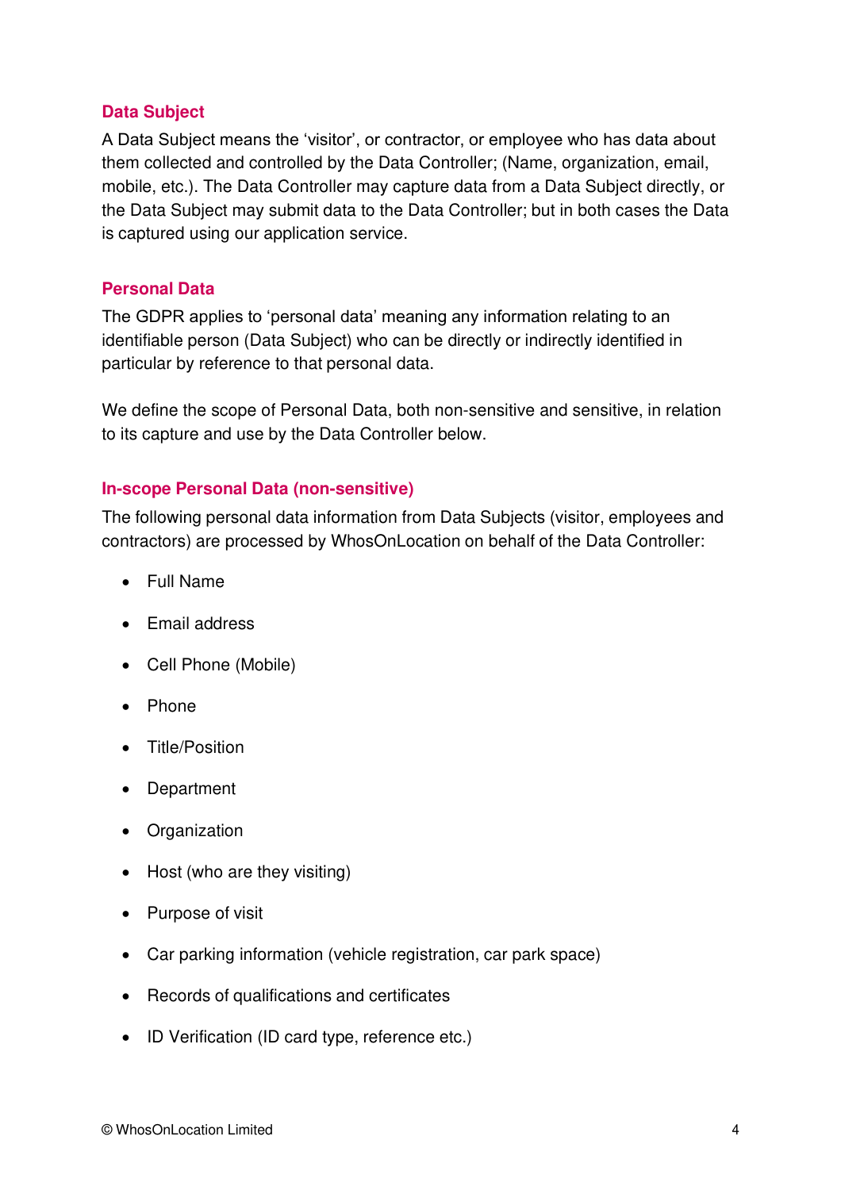## Data Subject

A Data Subject means the 'visitor', or contractor, or employee who has data about them collected and controlled by the Data Controller; (Name, organization, email, mobile, etc.). The Data Controller may capture data from a Data Subject directly, or the Data Subject may submit data to the Data Controller; but in both cases the Data is captured using our application service.

## Personal Data

The GDPR applies to 'personal data' meaning any information relating to an identifiable person (Data Subject) who can be directly or indirectly identified in particular by reference to that personal data.

We define the scope of Personal Data, both non-sensitive and sensitive, in relation to its capture and use by the Data Controller below.

## In-scope Personal Data (non-sensitive)

The following personal data information from Data Subjects (visitor, employees and contractors) are processed by WhosOnLocation on behalf of the Data Controller:

- Full Name
- Email address
- Cell Phone (Mobile)
- Phone
- Title/Position
- Department
- Organization
- Host (who are they visiting)
- Purpose of visit
- Car parking information (vehicle registration, car park space)
- Records of qualifications and certificates
- ID Verification (ID card type, reference etc.)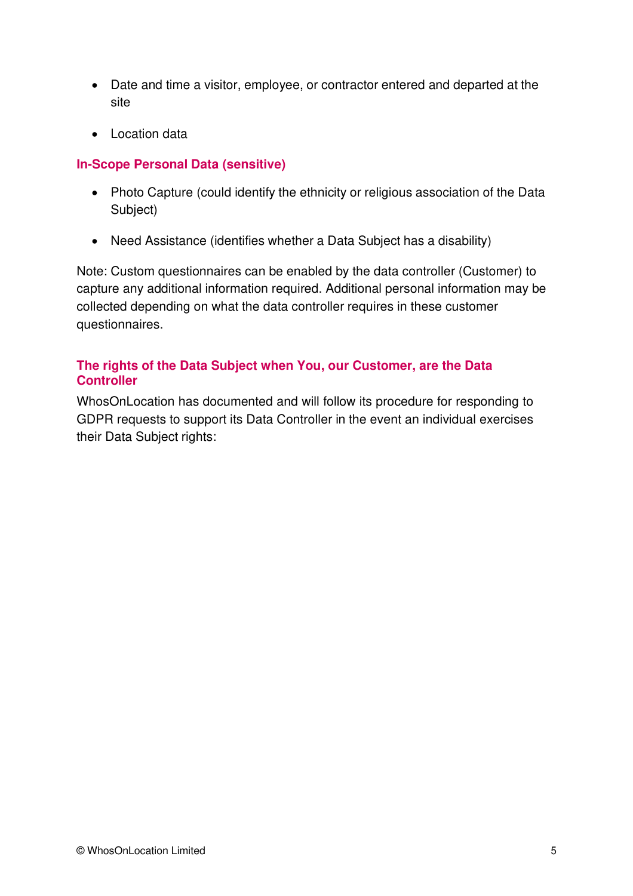- Date and time a visitor, employee, or contractor entered and departed at the site
- Location data

### In-Scope Personal Data (sensitive)

- Photo Capture (could identify the ethnicity or religious association of the Data Subject)
- Need Assistance (identifies whether a Data Subject has a disability)

Note: Custom questionnaires can be enabled by the data controller (Customer) to capture any additional information required. Additional personal information may be collected depending on what the data controller requires in these customer questionnaires.

### The rights of the Data Subject when You, our Customer, are the Data Controller

WhosOnLocation has documented and will follow its procedure for responding to GDPR requests to support its Data Controller in the event an individual exercises their Data Subject rights: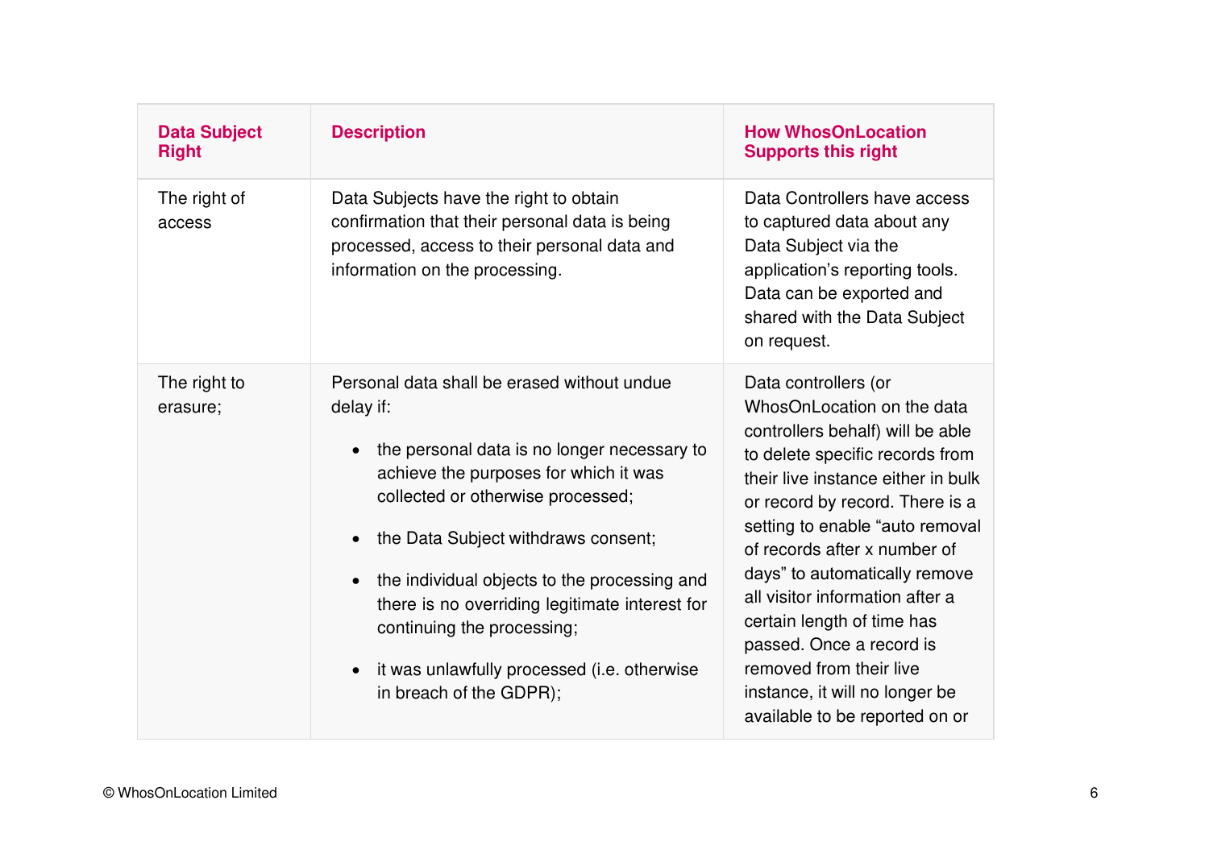| Data Subject Right | Description | How WhosOnLocation Supports this right |
|---|---|---|
| The right of access | Data Subjects have the right to obtain confirmation that their personal data is being processed, access to their personal data and information on the processing. | Data Controllers have access to captured data about any Data Subject via the application's reporting tools. Data can be exported and shared with the Data Subject on request. |
| The right to erasure; | Personal data shall be erased without undue delay if:<br><br>• the personal data is no longer necessary to achieve the purposes for which it was collected or otherwise processed;<br><br>• the Data Subject withdraws consent;<br><br>• the individual objects to the processing and there is no overriding legitimate interest for continuing the processing;<br><br>• it was unlawfully processed (i.e. otherwise in breach of the GDPR); | Data controllers (or WhosOnLocation on the data controllers behalf) will be able to delete specific records from their live instance either in bulk or record by record. There is a setting to enable "auto removal of records after x number of days" to automatically remove all visitor information after a certain length of time has passed. Once a record is removed from their live instance, it will no longer be available to be reported on or |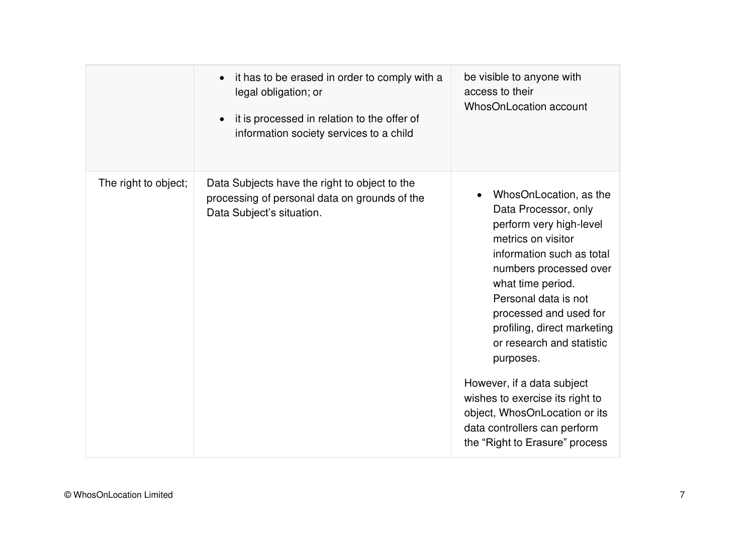| | | |
|---|---|---|
| | • it has to be erased in order to comply with a legal obligation; or<br>• it is processed in relation to the offer of information society services to a child | be visible to anyone with access to their WhosOnLocation account |
| The right to object; | Data Subjects have the right to object to the processing of personal data on grounds of the Data Subject's situation. | • WhosOnLocation, as the Data Processor, only perform very high-level metrics on visitor information such as total numbers processed over what time period. Personal data is not processed and used for profiling, direct marketing or research and statistic purposes.<br><br>However, if a data subject wishes to exercise its right to object, WhosOnLocation or its data controllers can perform the "Right to Erasure" process |

© WhosOnLocation Limited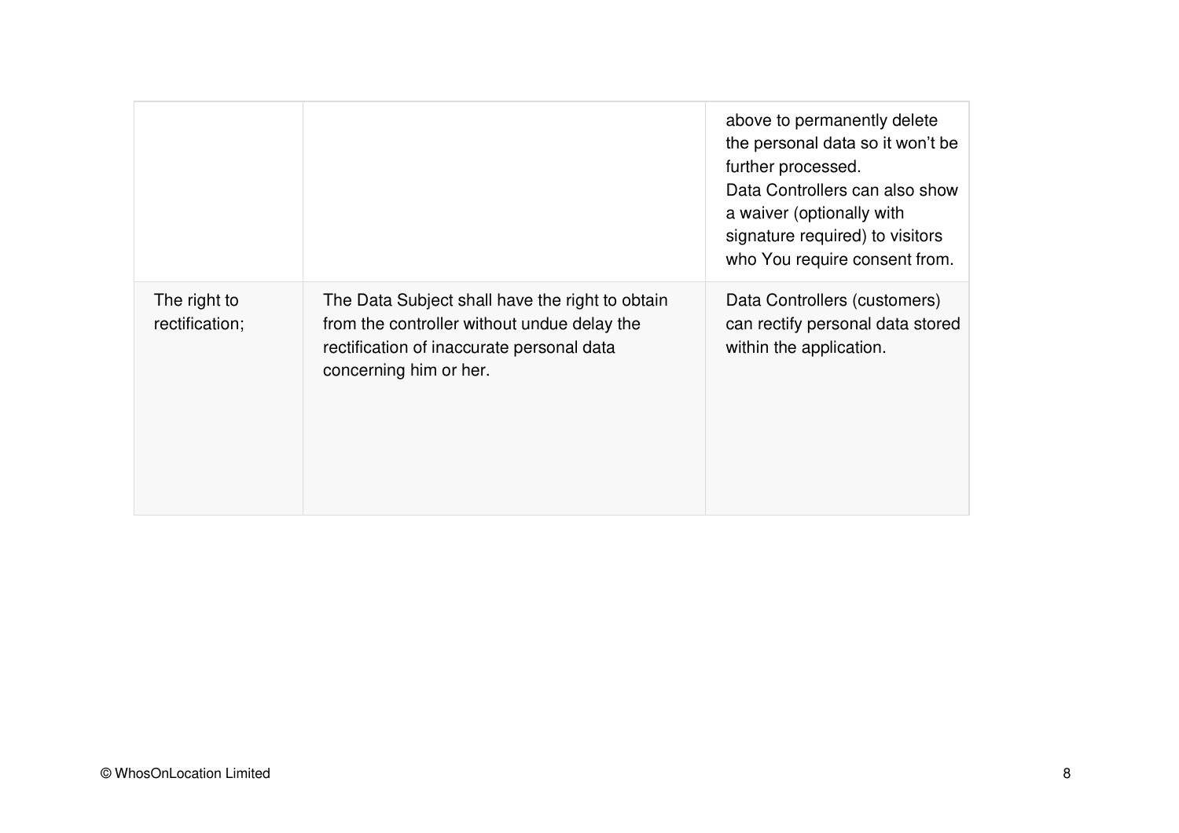| | | |
|---|---|---|
| | | above to permanently delete the personal data so it won't be further processed. Data Controllers can also show a waiver (optionally with signature required) to visitors who You require consent from. |
| The right to rectification; | The Data Subject shall have the right to obtain from the controller without undue delay the rectification of inaccurate personal data concerning him or her. | Data Controllers (customers) can rectify personal data stored within the application. |

© WhosOnLocation Limited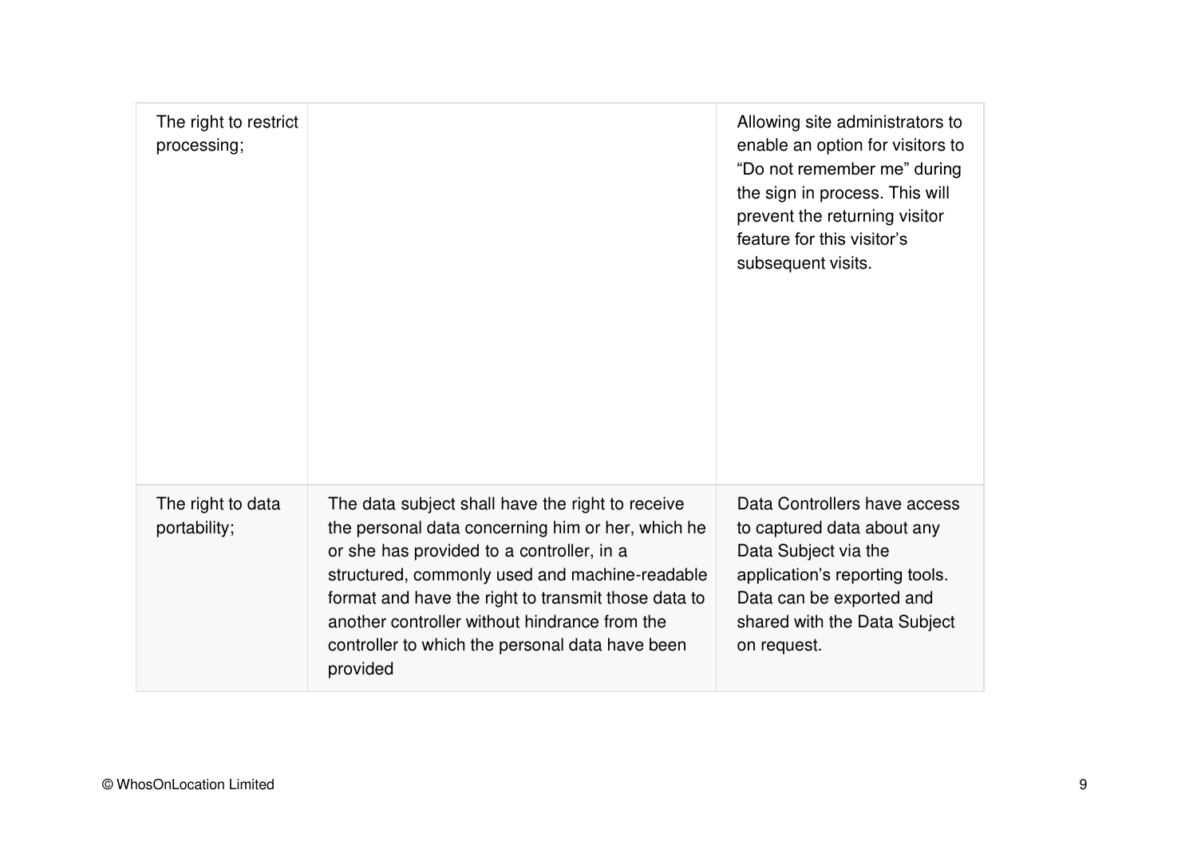| | | |
|---|---|---|
| The right to restrict processing; | | Allowing site administrators to enable an option for visitors to “Do not remember me” during the sign in process. This will prevent the returning visitor feature for this visitor’s subsequent visits. |
| The right to data portability; | The data subject shall have the right to receive the personal data concerning him or her, which he or she has provided to a controller, in a structured, commonly used and machine-readable format and have the right to transmit those data to another controller without hindrance from the controller to which the personal data have been provided | Data Controllers have access to captured data about any Data Subject via the application’s reporting tools. Data can be exported and shared with the Data Subject on request. |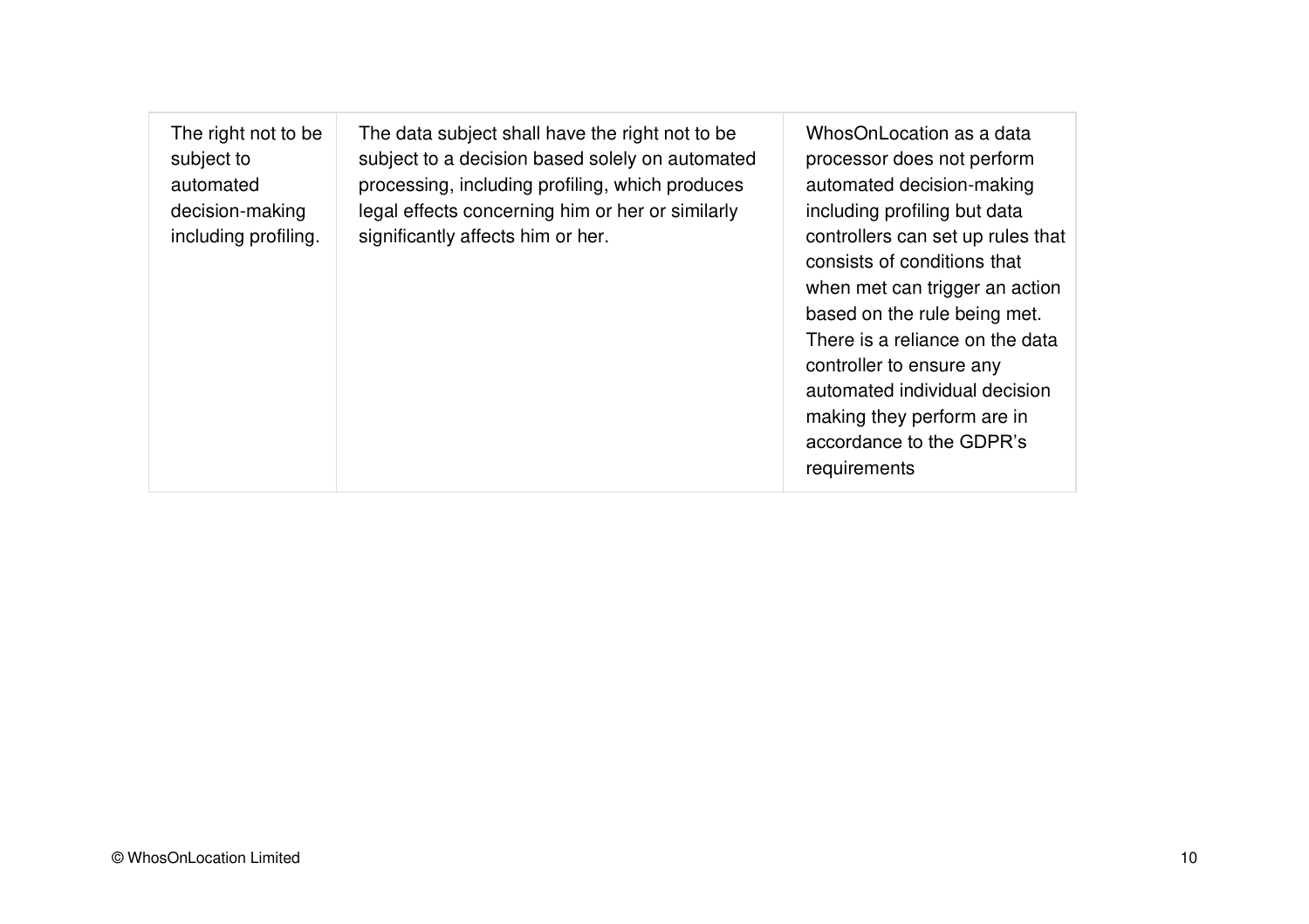| | | |
|---|---|---|
| The right not to be subject to automated decision-making including profiling. | The data subject shall have the right not to be subject to a decision based solely on automated processing, including profiling, which produces legal effects concerning him or her or similarly significantly affects him or her. | WhosOnLocation as a data processor does not perform automated decision-making including profiling but data controllers can set up rules that consists of conditions that when met can trigger an action based on the rule being met. There is a reliance on the data controller to ensure any automated individual decision making they perform are in accordance to the GDPR's requirements |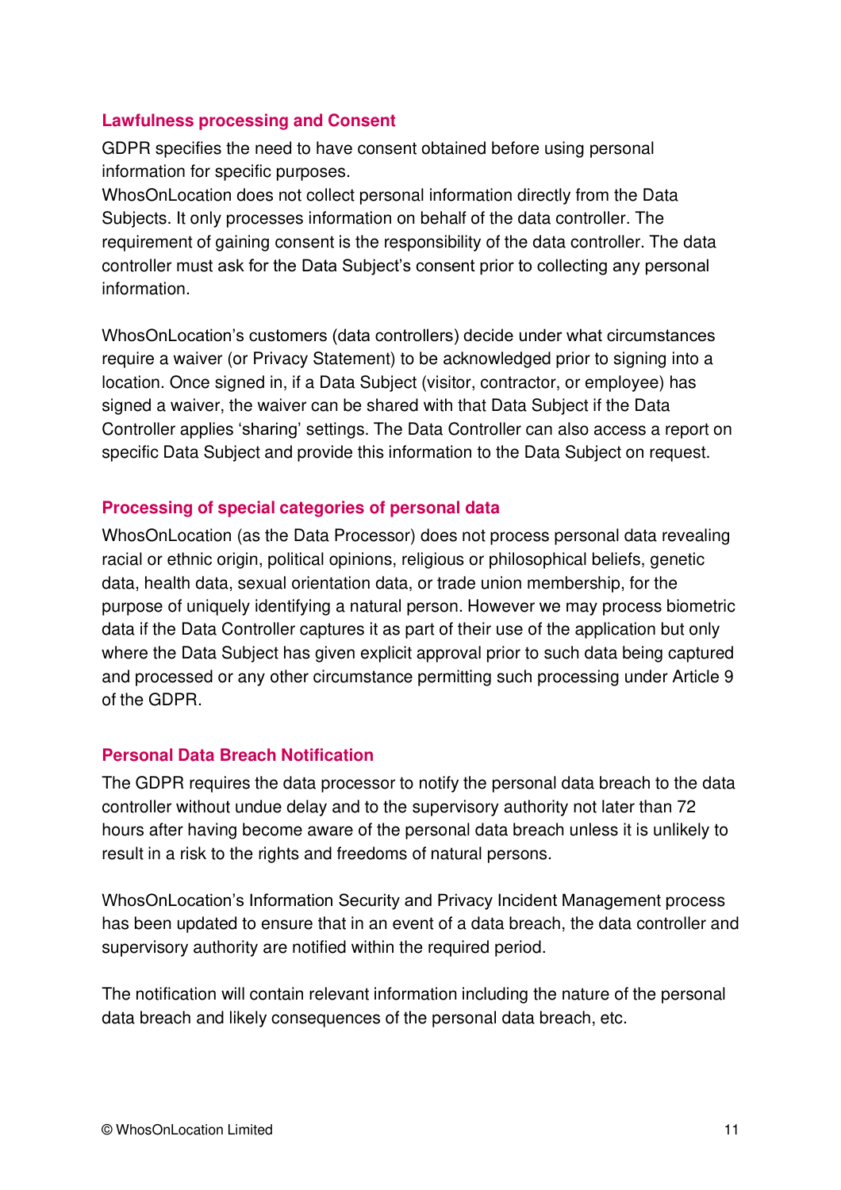## Lawfulness processing and Consent

GDPR specifies the need to have consent obtained before using personal information for specific purposes.
WhosOnLocation does not collect personal information directly from the Data Subjects. It only processes information on behalf of the data controller. The requirement of gaining consent is the responsibility of the data controller. The data controller must ask for the Data Subject's consent prior to collecting any personal information.

WhosOnLocation's customers (data controllers) decide under what circumstances require a waiver (or Privacy Statement) to be acknowledged prior to signing into a location. Once signed in, if a Data Subject (visitor, contractor, or employee) has signed a waiver, the waiver can be shared with that Data Subject if the Data Controller applies 'sharing' settings. The Data Controller can also access a report on specific Data Subject and provide this information to the Data Subject on request.

## Processing of special categories of personal data

WhosOnLocation (as the Data Processor) does not process personal data revealing racial or ethnic origin, political opinions, religious or philosophical beliefs, genetic data, health data, sexual orientation data, or trade union membership, for the purpose of uniquely identifying a natural person. However we may process biometric data if the Data Controller captures it as part of their use of the application but only where the Data Subject has given explicit approval prior to such data being captured and processed or any other circumstance permitting such processing under Article 9 of the GDPR.

## Personal Data Breach Notification

The GDPR requires the data processor to notify the personal data breach to the data controller without undue delay and to the supervisory authority not later than 72 hours after having become aware of the personal data breach unless it is unlikely to result in a risk to the rights and freedoms of natural persons.

WhosOnLocation's Information Security and Privacy Incident Management process has been updated to ensure that in an event of a data breach, the data controller and supervisory authority are notified within the required period.

The notification will contain relevant information including the nature of the personal data breach and likely consequences of the personal data breach, etc.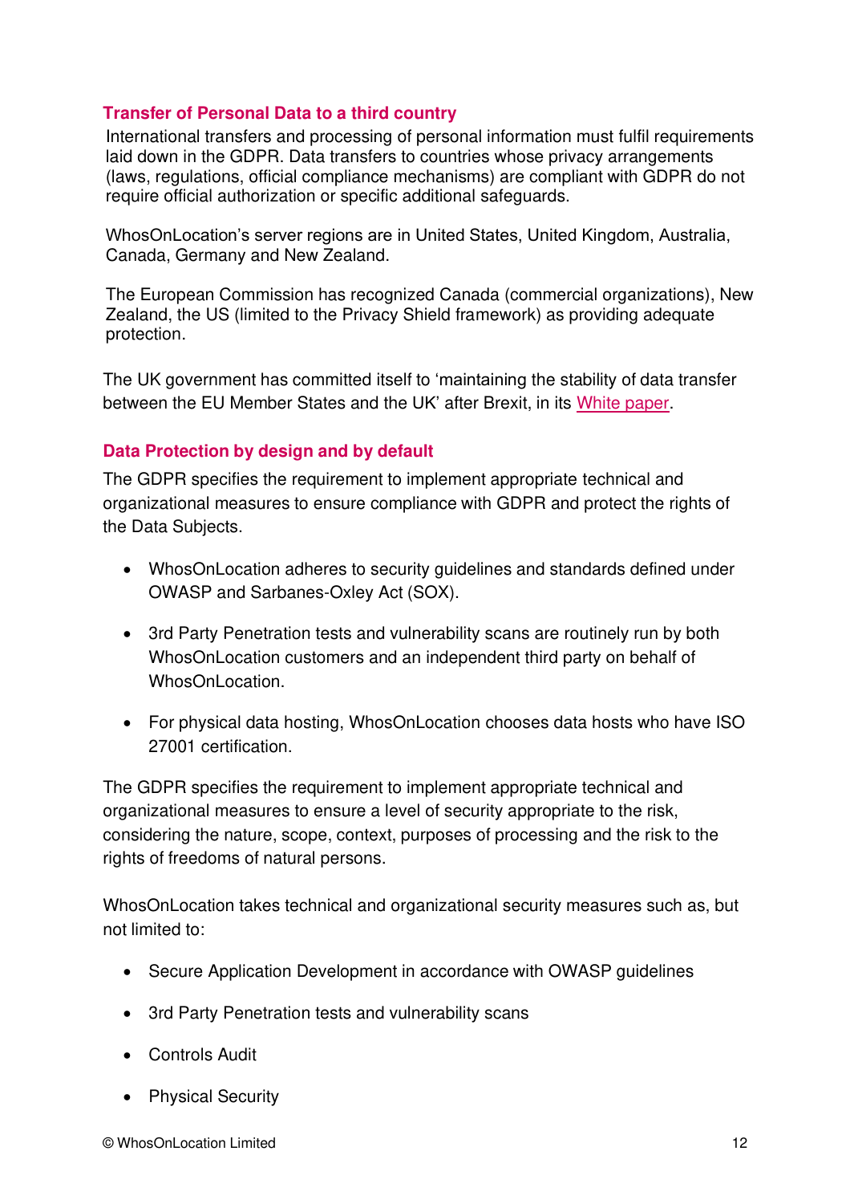## Transfer of Personal Data to a third country

International transfers and processing of personal information must fulfil requirements laid down in the GDPR. Data transfers to countries whose privacy arrangements (laws, regulations, official compliance mechanisms) are compliant with GDPR do not require official authorization or specific additional safeguards.

WhosOnLocation's server regions are in United States, United Kingdom, Australia, Canada, Germany and New Zealand.

The European Commission has recognized Canada (commercial organizations), New Zealand, the US (limited to the Privacy Shield framework) as providing adequate protection.

The UK government has committed itself to 'maintaining the stability of data transfer between the EU Member States and the UK' after Brexit, in its White paper.

## Data Protection by design and by default

The GDPR specifies the requirement to implement appropriate technical and organizational measures to ensure compliance with GDPR and protect the rights of the Data Subjects.

- WhosOnLocation adheres to security guidelines and standards defined under OWASP and Sarbanes-Oxley Act (SOX).
- 3rd Party Penetration tests and vulnerability scans are routinely run by both WhosOnLocation customers and an independent third party on behalf of WhosOnLocation.
- For physical data hosting, WhosOnLocation chooses data hosts who have ISO 27001 certification.

The GDPR specifies the requirement to implement appropriate technical and organizational measures to ensure a level of security appropriate to the risk, considering the nature, scope, context, purposes of processing and the risk to the rights of freedoms of natural persons.

WhosOnLocation takes technical and organizational security measures such as, but not limited to:

- Secure Application Development in accordance with OWASP guidelines
- 3rd Party Penetration tests and vulnerability scans
- Controls Audit
- Physical Security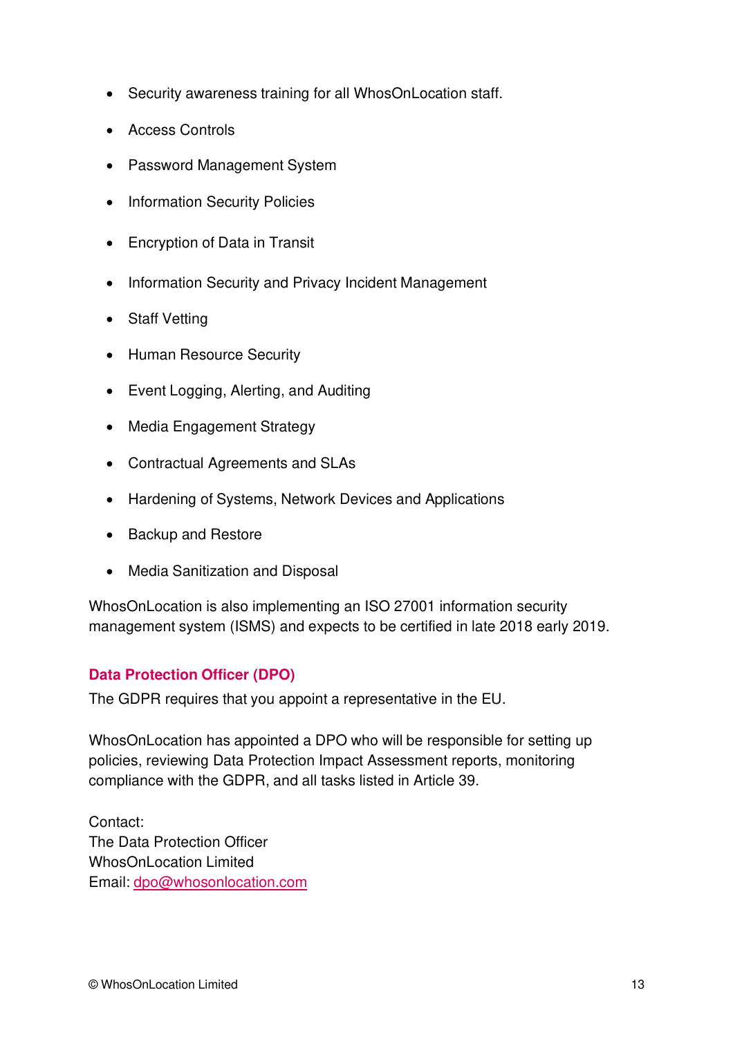- Security awareness training for all WhosOnLocation staff.
- Access Controls
- Password Management System
- Information Security Policies
- Encryption of Data in Transit
- Information Security and Privacy Incident Management
- Staff Vetting
- Human Resource Security
- Event Logging, Alerting, and Auditing
- Media Engagement Strategy
- Contractual Agreements and SLAs
- Hardening of Systems, Network Devices and Applications
- Backup and Restore
- Media Sanitization and Disposal

WhosOnLocation is also implementing an ISO 27001 information security management system (ISMS) and expects to be certified in late 2018 early 2019.

### Data Protection Officer (DPO)

The GDPR requires that you appoint a representative in the EU.

WhosOnLocation has appointed a DPO who will be responsible for setting up policies, reviewing Data Protection Impact Assessment reports, monitoring compliance with the GDPR, and all tasks listed in Article 39.

Contact:
The Data Protection Officer
WhosOnLocation Limited
Email: dpo@whosonlocation.com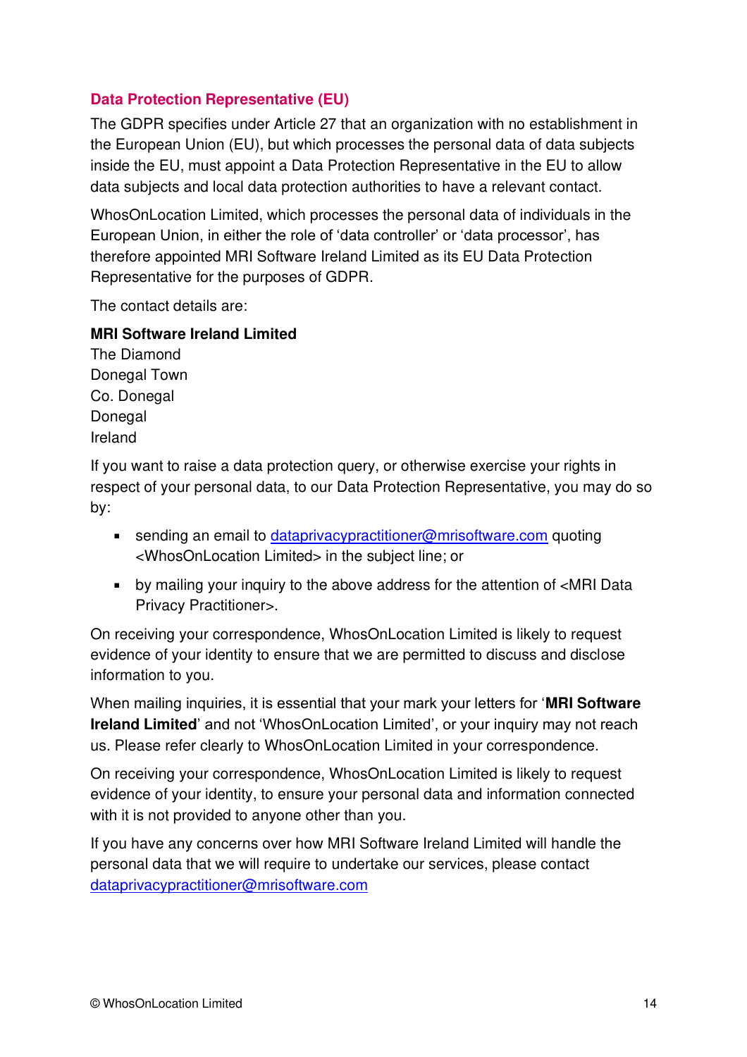## Data Protection Representative (EU)

The GDPR specifies under Article 27 that an organization with no establishment in the European Union (EU), but which processes the personal data of data subjects inside the EU, must appoint a Data Protection Representative in the EU to allow data subjects and local data protection authorities to have a relevant contact.

WhosOnLocation Limited, which processes the personal data of individuals in the European Union, in either the role of 'data controller' or 'data processor', has therefore appointed MRI Software Ireland Limited as its EU Data Protection Representative for the purposes of GDPR.

The contact details are:

**MRI Software Ireland Limited**
The Diamond
Donegal Town
Co. Donegal
Donegal
Ireland

If you want to raise a data protection query, or otherwise exercise your rights in respect of your personal data, to our Data Protection Representative, you may do so by:

- sending an email to dataprivacypractitioner@mrisoftware.com quoting <WhosOnLocation Limited> in the subject line; or
- by mailing your inquiry to the above address for the attention of <MRI Data Privacy Practitioner>.

On receiving your correspondence, WhosOnLocation Limited is likely to request evidence of your identity to ensure that we are permitted to discuss and disclose information to you.

When mailing inquiries, it is essential that your mark your letters for '**MRI Software Ireland Limited**' and not 'WhosOnLocation Limited', or your inquiry may not reach us. Please refer clearly to WhosOnLocation Limited in your correspondence.

On receiving your correspondence, WhosOnLocation Limited is likely to request evidence of your identity, to ensure your personal data and information connected with it is not provided to anyone other than you.

If you have any concerns over how MRI Software Ireland Limited will handle the personal data that we will require to undertake our services, please contact dataprivacypractitioner@mrisoftware.com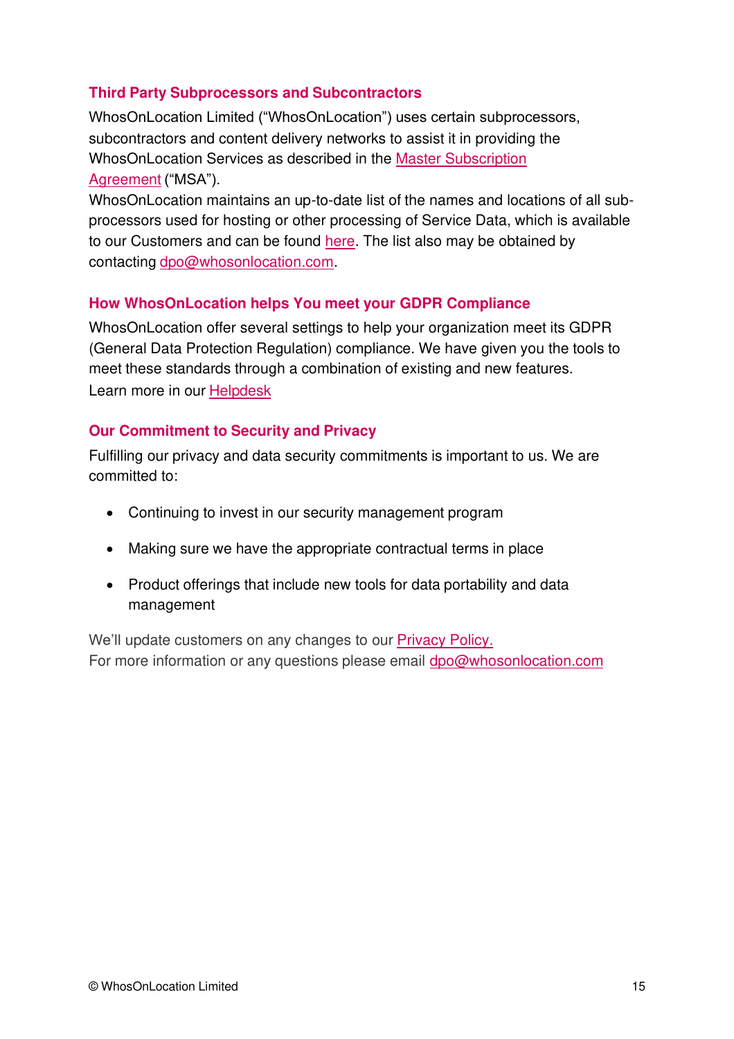## Third Party Subprocessors and Subcontractors

WhosOnLocation Limited ("WhosOnLocation") uses certain subprocessors, subcontractors and content delivery networks to assist it in providing the WhosOnLocation Services as described in the Master Subscription Agreement ("MSA").

WhosOnLocation maintains an up-to-date list of the names and locations of all sub-processors used for hosting or other processing of Service Data, which is available to our Customers and can be found here. The list also may be obtained by contacting dpo@whosonlocation.com.

## How WhosOnLocation helps You meet your GDPR Compliance

WhosOnLocation offer several settings to help your organization meet its GDPR (General Data Protection Regulation) compliance. We have given you the tools to meet these standards through a combination of existing and new features. Learn more in our Helpdesk

## Our Commitment to Security and Privacy

Fulfilling our privacy and data security commitments is important to us. We are committed to:

- Continuing to invest in our security management program
- Making sure we have the appropriate contractual terms in place
- Product offerings that include new tools for data portability and data management

We'll update customers on any changes to our Privacy Policy.
For more information or any questions please email dpo@whosonlocation.com